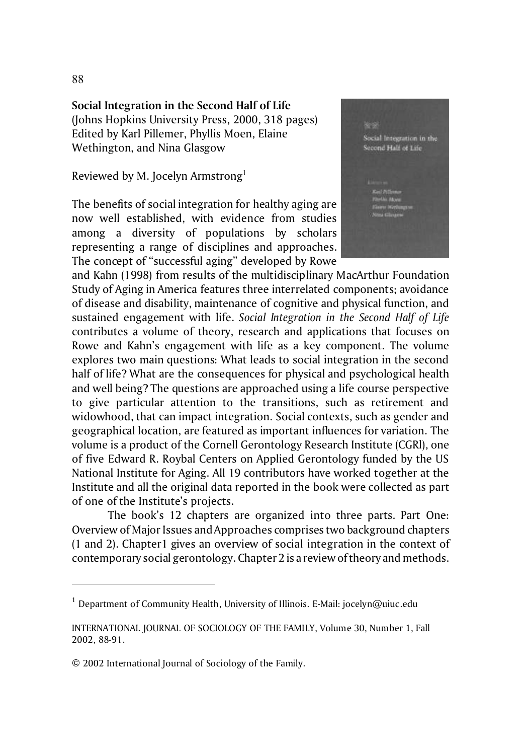**Social Integration in the Second Half of Life**
(Johns Hopkins University Press, 2000, 318 pages)
Edited by Karl Pillemer, Phyllis Moen, Elaine Wethington, and Nina Glasgow

Reviewed by M. Jocelyn Armstrong[1]

The benefits of social integration for healthy aging are now well established, with evidence from studies among a diversity of populations by scholars representing a range of disciplines and approaches. The concept of "successful aging" developed by Rowe and Kahn (1998) from results of the multidisciplinary MacArthur Foundation Study of Aging in America features three interrelated components; avoidance of disease and disability, maintenance of cognitive and physical function, and sustained engagement with life. *Social Integration in the Second Half of Life* contributes a volume of theory, research and applications that focuses on Rowe and Kahn's engagement with life as a key component. The volume explores two main questions: What leads to social integration in the second half of life? What are the consequences for physical and psychological health and well being? The questions are approached using a life course perspective to give particular attention to the transitions, such as retirement and widowhood, that can impact integration. Social contexts, such as gender and geographical location, are featured as important influences for variation. The volume is a product of the Cornell Gerontology Research Institute (CGRI), one of five Edward R. Roybal Centers on Applied Gerontology funded by the US National Institute for Aging. All 19 contributors have worked together at the Institute and all the original data reported in the book were collected as part of one of the Institute's projects.

The book's 12 chapters are organized into three parts. Part One: Overview of Major Issues and Approaches comprises two background chapters (1 and 2). Chapter1 gives an overview of social integration in the context of contemporary social gerontology. Chapter 2 is a review of theory and methods.

[1] Department of Community Health, University of Illinois. E-Mail: jocelyn@uiuc.edu

INTERNATIONAL JOURNAL OF SOCIOLOGY OF THE FAMILY, Volume 30, Number 1, Fall 2002, 88-91.

© 2002 International Journal of Sociology of the Family.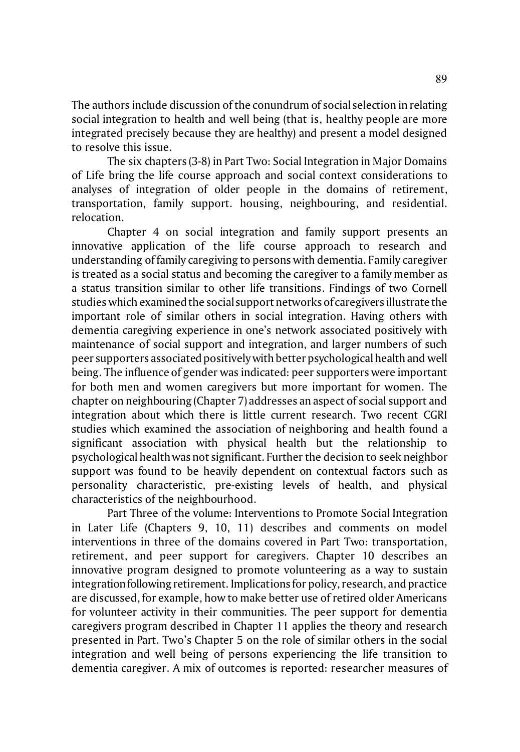The authors include discussion of the conundrum of social selection in relating social integration to health and well being (that is, healthy people are more integrated precisely because they are healthy) and present a model designed to resolve this issue.

The six chapters (3-8) in Part Two: Social Integration in Major Domains of Life bring the life course approach and social context considerations to analyses of integration of older people in the domains of retirement, transportation, family support. housing, neighbouring, and residential. relocation.

Chapter 4 on social integration and family support presents an innovative application of the life course approach to research and understanding of family caregiving to persons with dementia. Family caregiver is treated as a social status and becoming the caregiver to a family member as a status transition similar to other life transitions. Findings of two Cornell studies which examined the social support networks of caregivers illustrate the important role of similar others in social integration. Having others with dementia caregiving experience in one's network associated positively with maintenance of social support and integration, and larger numbers of such peer supporters associated positively with better psychological health and well being. The influence of gender was indicated: peer supporters were important for both men and women caregivers but more important for women. The chapter on neighbouring (Chapter 7) addresses an aspect of social support and integration about which there is little current research. Two recent CGRI studies which examined the association of neighboring and health found a significant association with physical health but the relationship to psychological health was not significant. Further the decision to seek neighbor support was found to be heavily dependent on contextual factors such as personality characteristic, pre-existing levels of health, and physical characteristics of the neighbourhood.

Part Three of the volume: Interventions to Promote Social Integration in Later Life (Chapters 9, 10, 11) describes and comments on model interventions in three of the domains covered in Part Two: transportation, retirement, and peer support for caregivers. Chapter 10 describes an innovative program designed to promote volunteering as a way to sustain integration following retirement. Implications for policy, research, and practice are discussed, for example, how to make better use of retired older Americans for volunteer activity in their communities. The peer support for dementia caregivers program described in Chapter 11 applies the theory and research presented in Part. Two's Chapter 5 on the role of similar others in the social integration and well being of persons experiencing the life transition to dementia caregiver. A mix of outcomes is reported: researcher measures of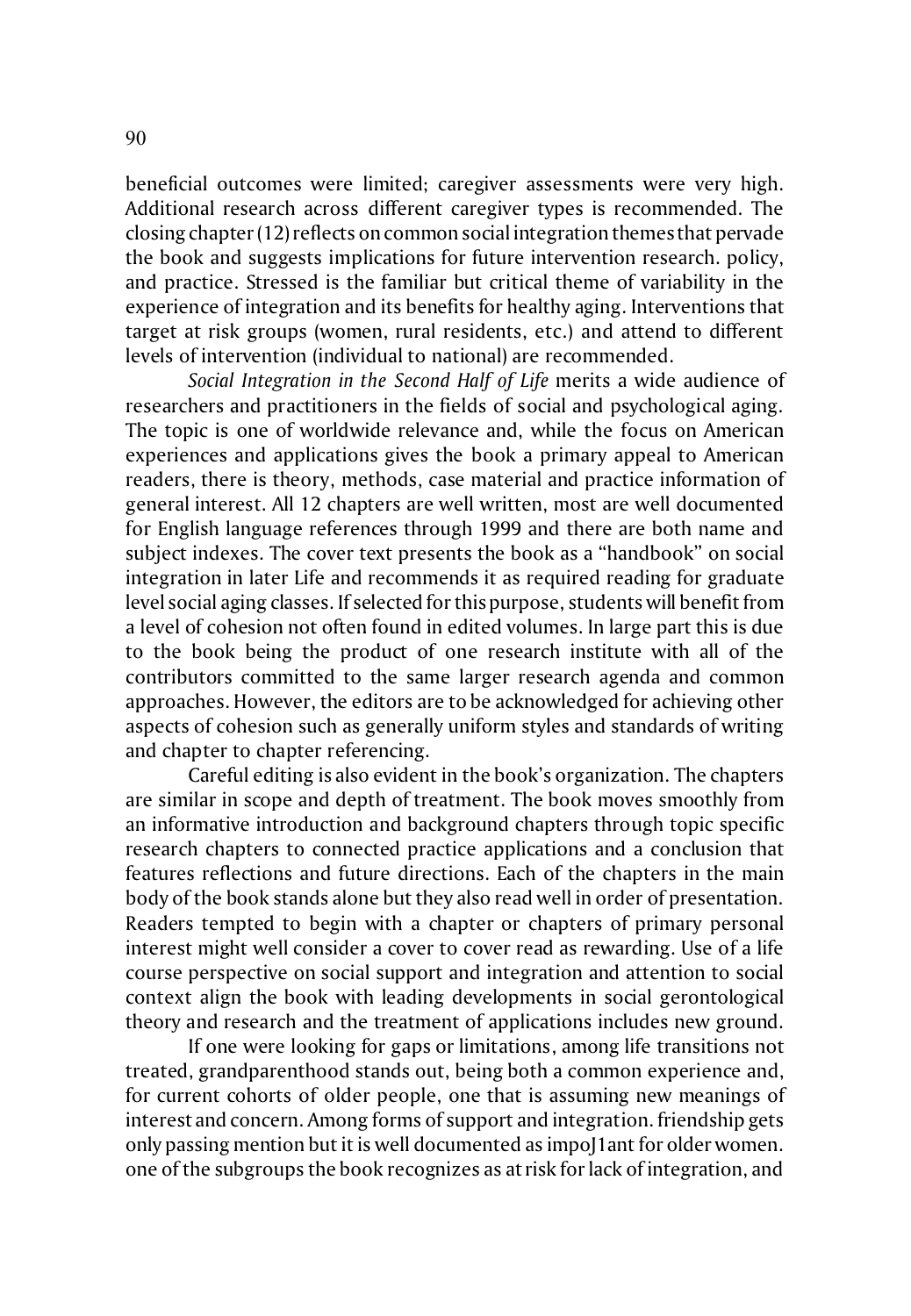beneficial outcomes were limited; caregiver assessments were very high. Additional research across different caregiver types is recommended. The closing chapter (12) reflects on common social integration themes that pervade the book and suggests implications for future intervention research. policy, and practice. Stressed is the familiar but critical theme of variability in the experience of integration and its benefits for healthy aging. Interventions that target at risk groups (women, rural residents, etc.) and attend to different levels of intervention (individual to national) are recommended.

*Social Integration in the Second Half of Life* merits a wide audience of researchers and practitioners in the fields of social and psychological aging. The topic is one of worldwide relevance and, while the focus on American experiences and applications gives the book a primary appeal to American readers, there is theory, methods, case material and practice information of general interest. All 12 chapters are well written, most are well documented for English language references through 1999 and there are both name and subject indexes. The cover text presents the book as a "handbook" on social integration in later Life and recommends it as required reading for graduate level social aging classes. If selected for this purpose, students will benefit from a level of cohesion not often found in edited volumes. In large part this is due to the book being the product of one research institute with all of the contributors committed to the same larger research agenda and common approaches. However, the editors are to be acknowledged for achieving other aspects of cohesion such as generally uniform styles and standards of writing and chapter to chapter referencing.

Careful editing is also evident in the book's organization. The chapters are similar in scope and depth of treatment. The book moves smoothly from an informative introduction and background chapters through topic specific research chapters to connected practice applications and a conclusion that features reflections and future directions. Each of the chapters in the main body of the book stands alone but they also read well in order of presentation. Readers tempted to begin with a chapter or chapters of primary personal interest might well consider a cover to cover read as rewarding. Use of a life course perspective on social support and integration and attention to social context align the book with leading developments in social gerontological theory and research and the treatment of applications includes new ground.

If one were looking for gaps or limitations, among life transitions not treated, grandparenthood stands out, being both a common experience and, for current cohorts of older people, one that is assuming new meanings of interest and concern. Among forms of support and integration. friendship gets only passing mention but it is well documented as impoJ1ant for older women. one of the subgroups the book recognizes as at risk for lack of integration, and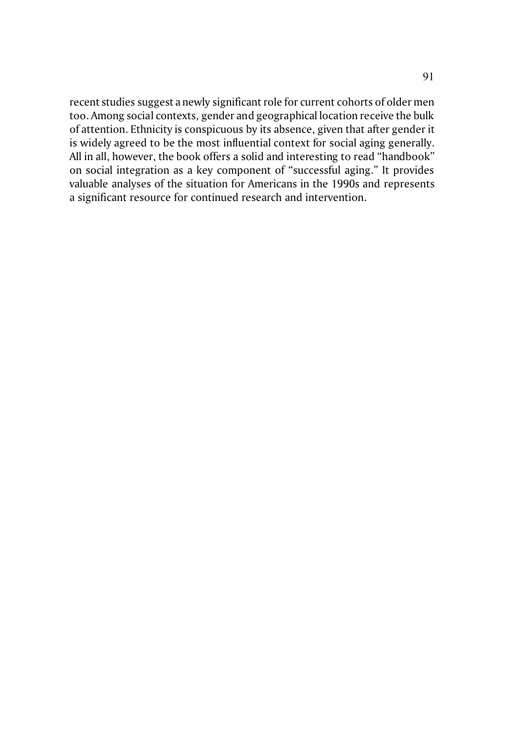recent studies suggest a newly significant role for current cohorts of older men too. Among social contexts, gender and geographical location receive the bulk of attention. Ethnicity is conspicuous by its absence, given that after gender it is widely agreed to be the most influential context for social aging generally. All in all, however, the book offers a solid and interesting to read "handbook" on social integration as a key component of "successful aging." It provides valuable analyses of the situation for Americans in the 1990s and represents a significant resource for continued research and intervention.